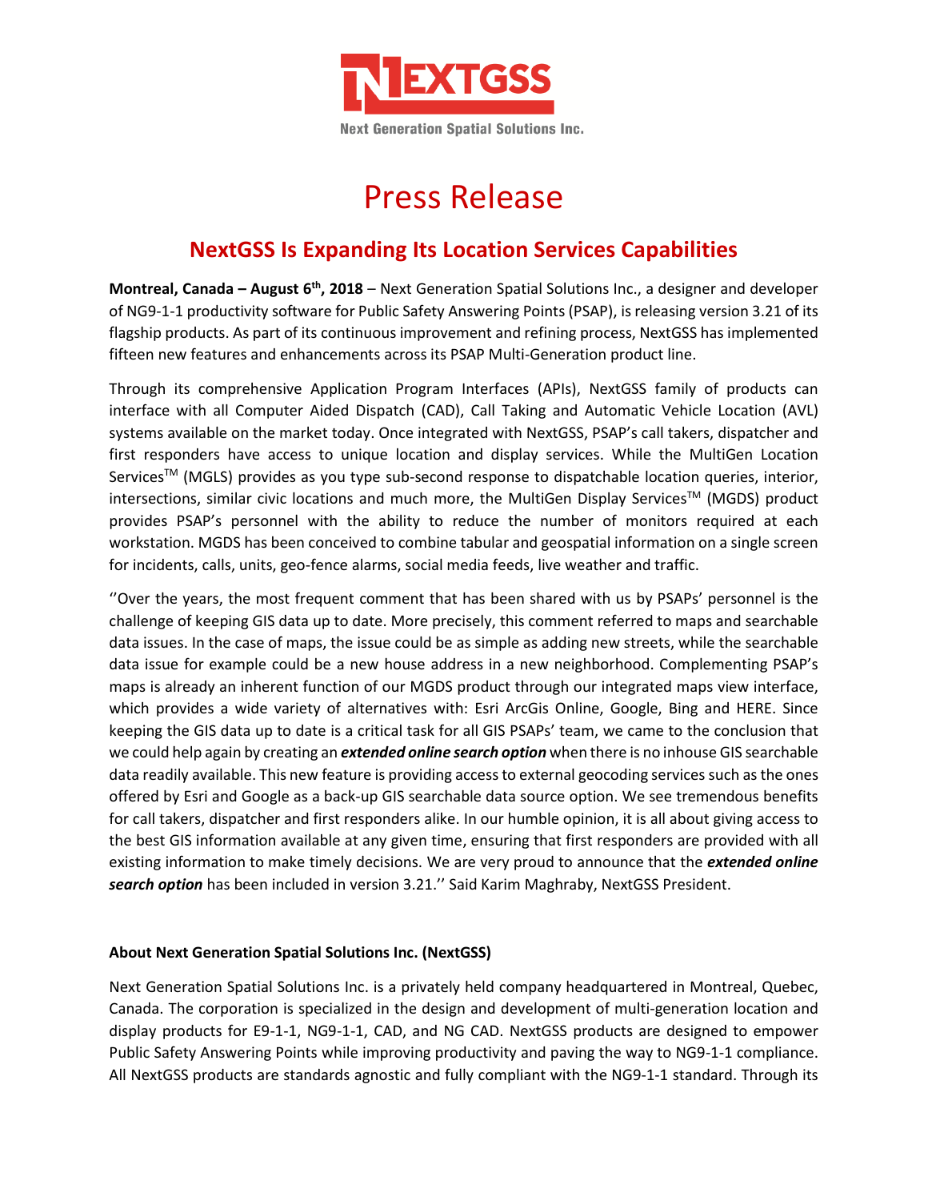NEXTGSS

Next Generation Spatial Solutions Inc.

# Press Release

## NextGSS Is Expanding Its Location Services Capabilities

**Montreal, Canada – August 6th, 2018** – Next Generation Spatial Solutions Inc., a designer and developer of NG9-1-1 productivity software for Public Safety Answering Points (PSAP), is releasing version 3.21 of its flagship products. As part of its continuous improvement and refining process, NextGSS has implemented fifteen new features and enhancements across its PSAP Multi-Generation product line.

Through its comprehensive Application Program Interfaces (APIs), NextGSS family of products can interface with all Computer Aided Dispatch (CAD), Call Taking and Automatic Vehicle Location (AVL) systems available on the market today. Once integrated with NextGSS, PSAP's call takers, dispatcher and first responders have access to unique location and display services. While the MultiGen Location Services™ (MGLS) provides as you type sub-second response to dispatchable location queries, interior, intersections, similar civic locations and much more, the MultiGen Display Services™ (MGDS) product provides PSAP's personnel with the ability to reduce the number of monitors required at each workstation. MGDS has been conceived to combine tabular and geospatial information on a single screen for incidents, calls, units, geo-fence alarms, social media feeds, live weather and traffic.

''Over the years, the most frequent comment that has been shared with us by PSAPs' personnel is the challenge of keeping GIS data up to date. More precisely, this comment referred to maps and searchable data issues. In the case of maps, the issue could be as simple as adding new streets, while the searchable data issue for example could be a new house address in a new neighborhood. Complementing PSAP's maps is already an inherent function of our MGDS product through our integrated maps view interface, which provides a wide variety of alternatives with: Esri ArcGis Online, Google, Bing and HERE. Since keeping the GIS data up to date is a critical task for all GIS PSAPs' team, we came to the conclusion that we could help again by creating an ***extended online search option*** when there is no inhouse GIS searchable data readily available. This new feature is providing access to external geocoding services such as the ones offered by Esri and Google as a back-up GIS searchable data source option. We see tremendous benefits for call takers, dispatcher and first responders alike. In our humble opinion, it is all about giving access to the best GIS information available at any given time, ensuring that first responders are provided with all existing information to make timely decisions. We are very proud to announce that the ***extended online search option*** has been included in version 3.21.'' Said Karim Maghraby, NextGSS President.

**About Next Generation Spatial Solutions Inc. (NextGSS)**

Next Generation Spatial Solutions Inc. is a privately held company headquartered in Montreal, Quebec, Canada. The corporation is specialized in the design and development of multi-generation location and display products for E9-1-1, NG9-1-1, CAD, and NG CAD. NextGSS products are designed to empower Public Safety Answering Points while improving productivity and paving the way to NG9-1-1 compliance. All NextGSS products are standards agnostic and fully compliant with the NG9-1-1 standard. Through its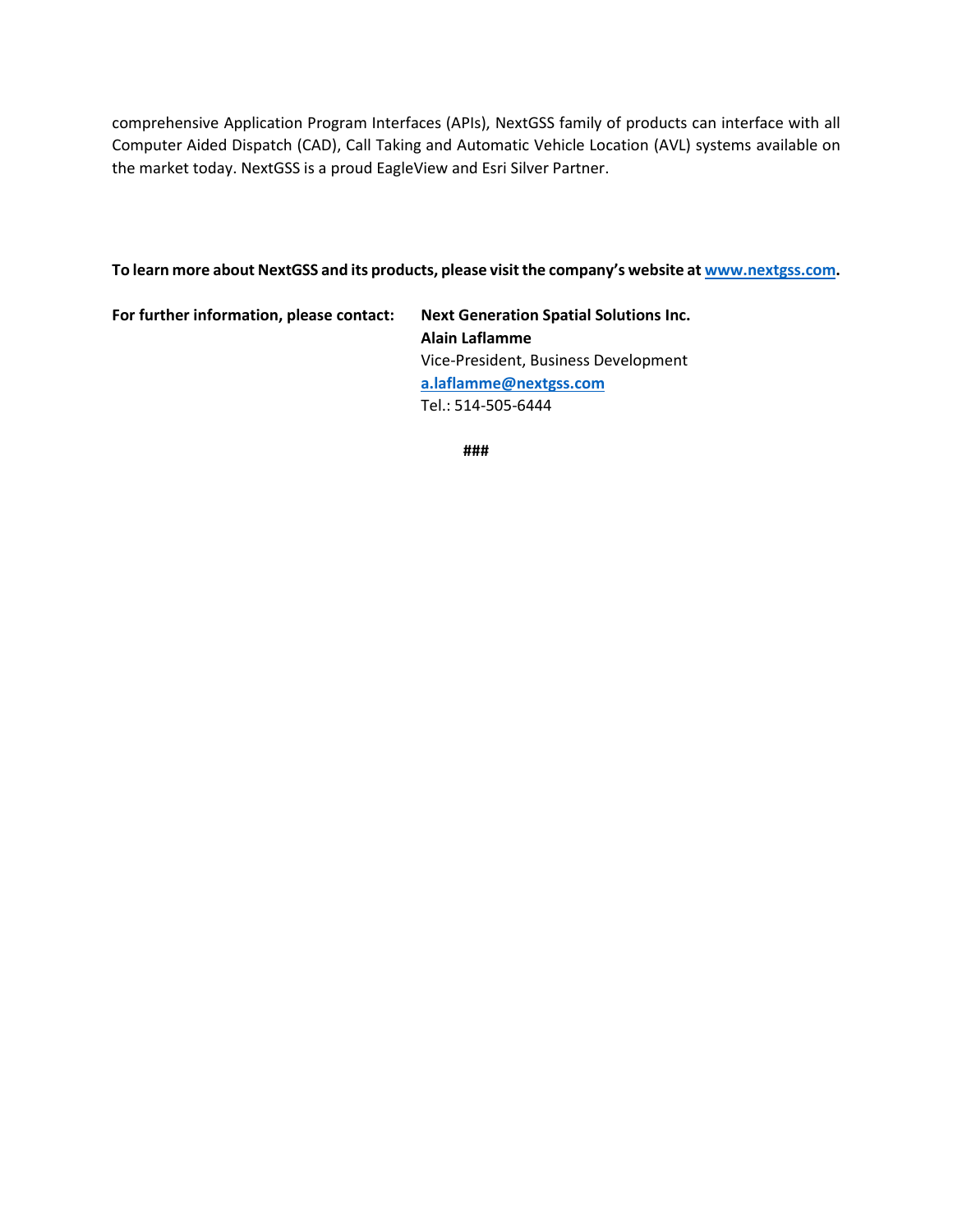comprehensive Application Program Interfaces (APIs), NextGSS family of products can interface with all Computer Aided Dispatch (CAD), Call Taking and Automatic Vehicle Location (AVL) systems available on the market today. NextGSS is a proud EagleView and Esri Silver Partner.

**To learn more about NextGSS and its products, please visit the company's website at [www.nextgss.com](http://www.nextgss.com).**

**For further information, please contact:**

**Next Generation Spatial Solutions Inc.**
**Alain Laflamme**
Vice-President, Business Development
**[a.laflamme@nextgss.com](mailto:a.laflamme@nextgss.com)**
Tel.: 514-505-6444

**###**